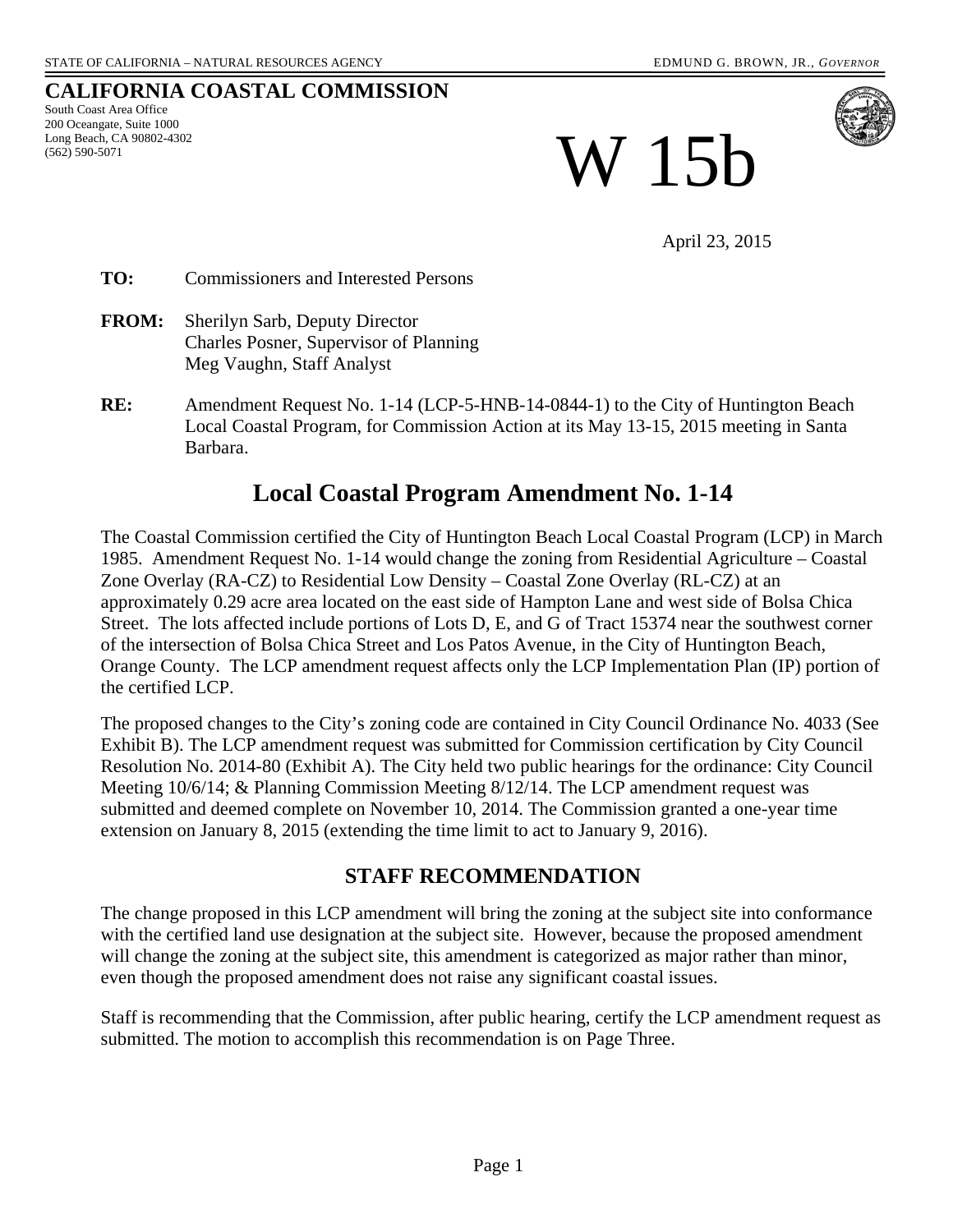STATE OF CALIFORNIA – NATURAL RESOURCES AGENCY

EDMUND G. BROWN, JR., *GOVERNOR*

**CALIFORNIA COASTAL COMMISSION**
South Coast Area Office
200 Oceangate, Suite 1000
Long Beach, CA 90802-4302
(562) 590-5071

# W 15b

April 23, 2015

**TO:** Commissioners and Interested Persons

**FROM:** Sherilyn Sarb, Deputy Director
Charles Posner, Supervisor of Planning
Meg Vaughn, Staff Analyst

**RE:** Amendment Request No. 1-14 (LCP-5-HNB-14-0844-1) to the City of Huntington Beach Local Coastal Program, for Commission Action at its May 13-15, 2015 meeting in Santa Barbara.

## Local Coastal Program Amendment No. 1-14

The Coastal Commission certified the City of Huntington Beach Local Coastal Program (LCP) in March 1985. Amendment Request No. 1-14 would change the zoning from Residential Agriculture – Coastal Zone Overlay (RA-CZ) to Residential Low Density – Coastal Zone Overlay (RL-CZ) at an approximately 0.29 acre area located on the east side of Hampton Lane and west side of Bolsa Chica Street. The lots affected include portions of Lots D, E, and G of Tract 15374 near the southwest corner of the intersection of Bolsa Chica Street and Los Patos Avenue, in the City of Huntington Beach, Orange County. The LCP amendment request affects only the LCP Implementation Plan (IP) portion of the certified LCP.

The proposed changes to the City's zoning code are contained in City Council Ordinance No. 4033 (See Exhibit B). The LCP amendment request was submitted for Commission certification by City Council Resolution No. 2014-80 (Exhibit A). The City held two public hearings for the ordinance: City Council Meeting 10/6/14; & Planning Commission Meeting 8/12/14. The LCP amendment request was submitted and deemed complete on November 10, 2014. The Commission granted a one-year time extension on January 8, 2015 (extending the time limit to act to January 9, 2016).

## STAFF RECOMMENDATION

The change proposed in this LCP amendment will bring the zoning at the subject site into conformance with the certified land use designation at the subject site. However, because the proposed amendment will change the zoning at the subject site, this amendment is categorized as major rather than minor, even though the proposed amendment does not raise any significant coastal issues.

Staff is recommending that the Commission, after public hearing, certify the LCP amendment request as submitted. The motion to accomplish this recommendation is on Page Three.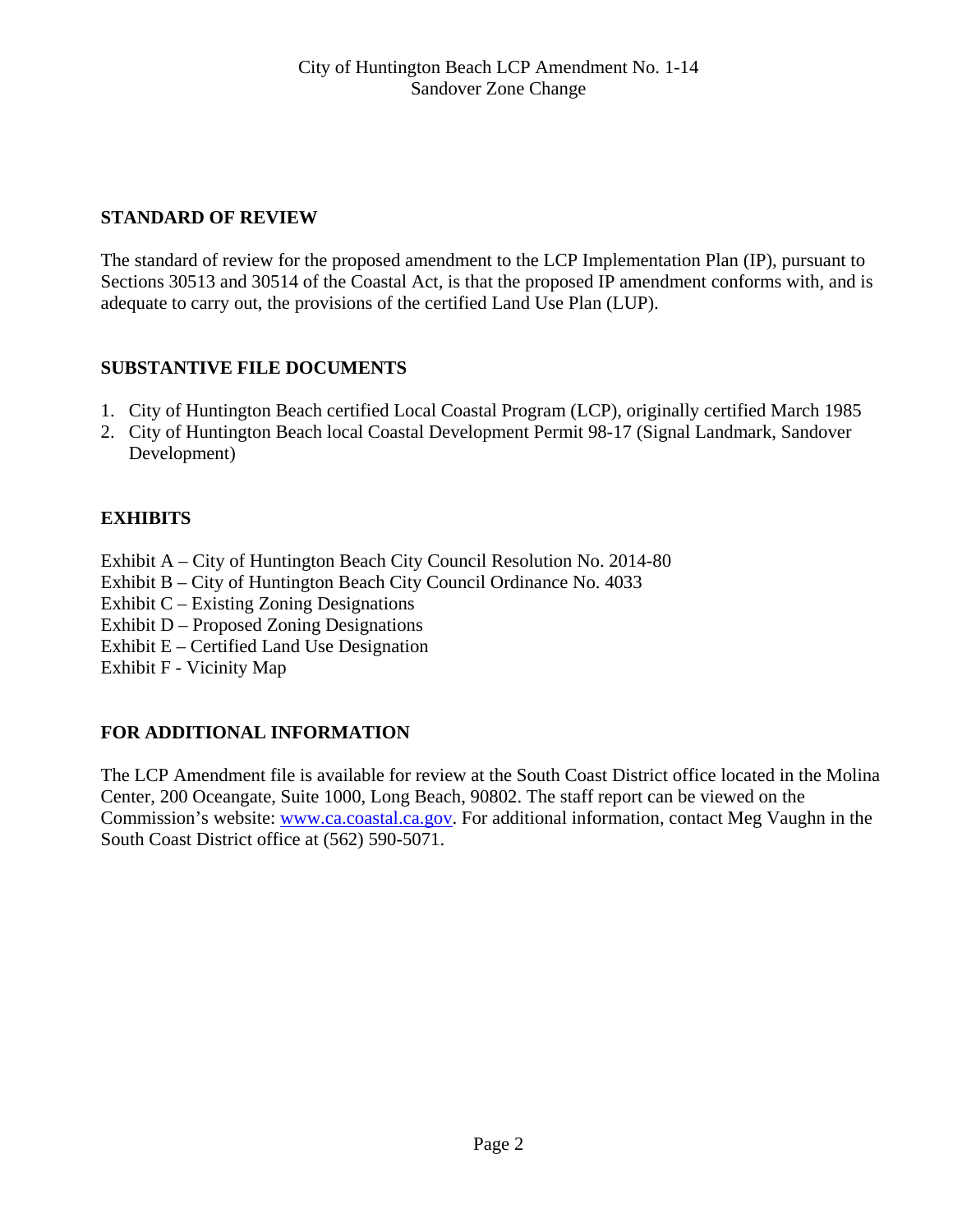## STANDARD OF REVIEW

The standard of review for the proposed amendment to the LCP Implementation Plan (IP), pursuant to Sections 30513 and 30514 of the Coastal Act, is that the proposed IP amendment conforms with, and is adequate to carry out, the provisions of the certified Land Use Plan (LUP).

## SUBSTANTIVE FILE DOCUMENTS

1. City of Huntington Beach certified Local Coastal Program (LCP), originally certified March 1985
2. City of Huntington Beach local Coastal Development Permit 98-17 (Signal Landmark, Sandover Development)

## EXHIBITS

Exhibit A – City of Huntington Beach City Council Resolution No. 2014-80
Exhibit B – City of Huntington Beach City Council Ordinance No. 4033
Exhibit C – Existing Zoning Designations
Exhibit D – Proposed Zoning Designations
Exhibit E – Certified Land Use Designation
Exhibit F - Vicinity Map

## FOR ADDITIONAL INFORMATION

The LCP Amendment file is available for review at the South Coast District office located in the Molina Center, 200 Oceangate, Suite 1000, Long Beach, 90802. The staff report can be viewed on the Commission's website: www.ca.coastal.ca.gov. For additional information, contact Meg Vaughn in the South Coast District office at (562) 590-5071.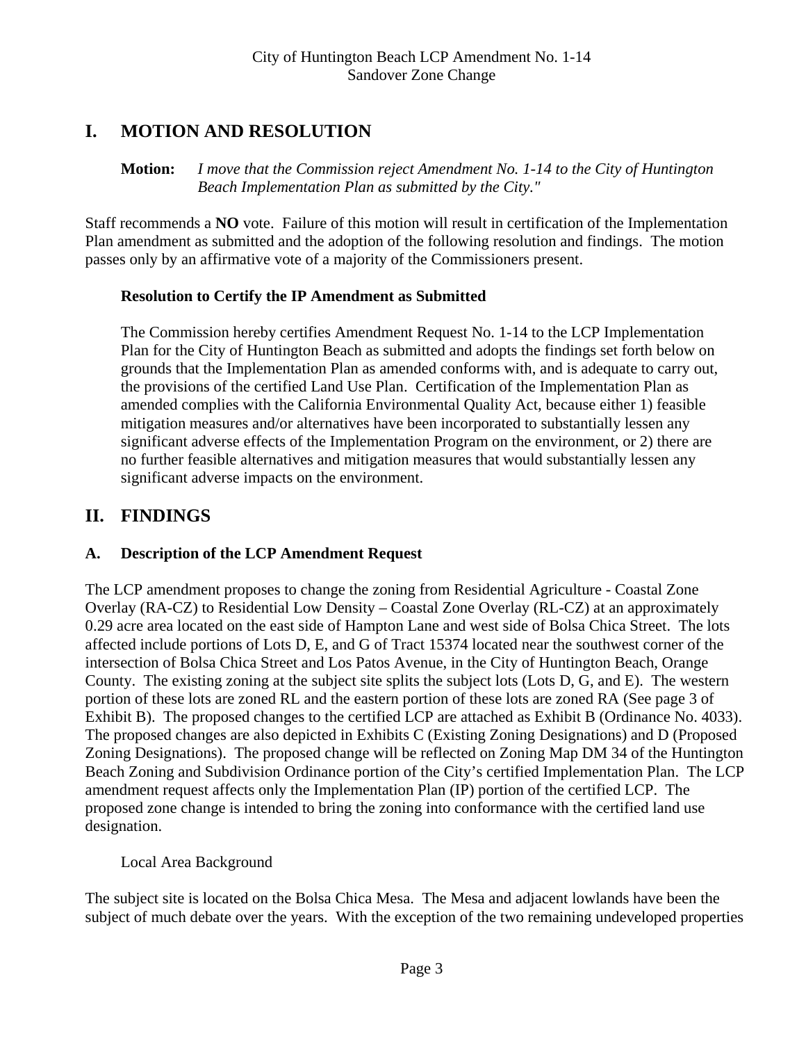## I. MOTION AND RESOLUTION

**Motion:** *I move that the Commission reject Amendment No. 1-14 to the City of Huntington Beach Implementation Plan as submitted by the City."*

Staff recommends a **NO** vote. Failure of this motion will result in certification of the Implementation Plan amendment as submitted and the adoption of the following resolution and findings. The motion passes only by an affirmative vote of a majority of the Commissioners present.

**Resolution to Certify the IP Amendment as Submitted**

The Commission hereby certifies Amendment Request No. 1-14 to the LCP Implementation Plan for the City of Huntington Beach as submitted and adopts the findings set forth below on grounds that the Implementation Plan as amended conforms with, and is adequate to carry out, the provisions of the certified Land Use Plan. Certification of the Implementation Plan as amended complies with the California Environmental Quality Act, because either 1) feasible mitigation measures and/or alternatives have been incorporated to substantially lessen any significant adverse effects of the Implementation Program on the environment, or 2) there are no further feasible alternatives and mitigation measures that would substantially lessen any significant adverse impacts on the environment.

## II. FINDINGS

### A. Description of the LCP Amendment Request

The LCP amendment proposes to change the zoning from Residential Agriculture - Coastal Zone Overlay (RA-CZ) to Residential Low Density – Coastal Zone Overlay (RL-CZ) at an approximately 0.29 acre area located on the east side of Hampton Lane and west side of Bolsa Chica Street. The lots affected include portions of Lots D, E, and G of Tract 15374 located near the southwest corner of the intersection of Bolsa Chica Street and Los Patos Avenue, in the City of Huntington Beach, Orange County. The existing zoning at the subject site splits the subject lots (Lots D, G, and E). The western portion of these lots are zoned RL and the eastern portion of these lots are zoned RA (See page 3 of Exhibit B). The proposed changes to the certified LCP are attached as Exhibit B (Ordinance No. 4033). The proposed changes are also depicted in Exhibits C (Existing Zoning Designations) and D (Proposed Zoning Designations). The proposed change will be reflected on Zoning Map DM 34 of the Huntington Beach Zoning and Subdivision Ordinance portion of the City's certified Implementation Plan. The LCP amendment request affects only the Implementation Plan (IP) portion of the certified LCP. The proposed zone change is intended to bring the zoning into conformance with the certified land use designation.

Local Area Background

The subject site is located on the Bolsa Chica Mesa. The Mesa and adjacent lowlands have been the subject of much debate over the years. With the exception of the two remaining undeveloped properties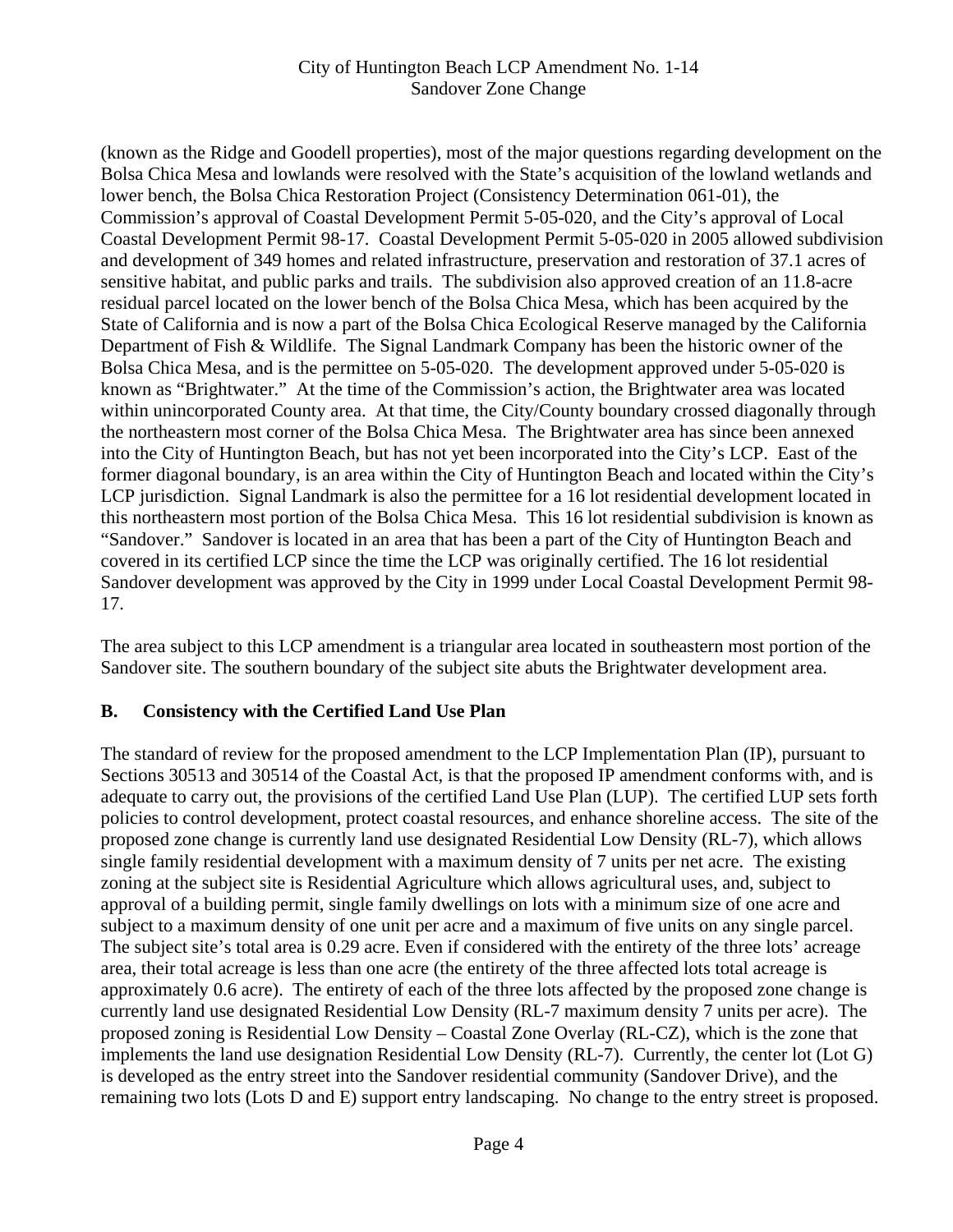(known as the Ridge and Goodell properties), most of the major questions regarding development on the Bolsa Chica Mesa and lowlands were resolved with the State's acquisition of the lowland wetlands and lower bench, the Bolsa Chica Restoration Project (Consistency Determination 061-01), the Commission's approval of Coastal Development Permit 5-05-020, and the City's approval of Local Coastal Development Permit 98-17. Coastal Development Permit 5-05-020 in 2005 allowed subdivision and development of 349 homes and related infrastructure, preservation and restoration of 37.1 acres of sensitive habitat, and public parks and trails. The subdivision also approved creation of an 11.8-acre residual parcel located on the lower bench of the Bolsa Chica Mesa, which has been acquired by the State of California and is now a part of the Bolsa Chica Ecological Reserve managed by the California Department of Fish & Wildlife. The Signal Landmark Company has been the historic owner of the Bolsa Chica Mesa, and is the permittee on 5-05-020. The development approved under 5-05-020 is known as "Brightwater." At the time of the Commission's action, the Brightwater area was located within unincorporated County area. At that time, the City/County boundary crossed diagonally through the northeastern most corner of the Bolsa Chica Mesa. The Brightwater area has since been annexed into the City of Huntington Beach, but has not yet been incorporated into the City's LCP. East of the former diagonal boundary, is an area within the City of Huntington Beach and located within the City's LCP jurisdiction. Signal Landmark is also the permittee for a 16 lot residential development located in this northeastern most portion of the Bolsa Chica Mesa. This 16 lot residential subdivision is known as "Sandover." Sandover is located in an area that has been a part of the City of Huntington Beach and covered in its certified LCP since the time the LCP was originally certified. The 16 lot residential Sandover development was approved by the City in 1999 under Local Coastal Development Permit 98-17.

The area subject to this LCP amendment is a triangular area located in southeastern most portion of the Sandover site. The southern boundary of the subject site abuts the Brightwater development area.

## B. Consistency with the Certified Land Use Plan

The standard of review for the proposed amendment to the LCP Implementation Plan (IP), pursuant to Sections 30513 and 30514 of the Coastal Act, is that the proposed IP amendment conforms with, and is adequate to carry out, the provisions of the certified Land Use Plan (LUP). The certified LUP sets forth policies to control development, protect coastal resources, and enhance shoreline access. The site of the proposed zone change is currently land use designated Residential Low Density (RL-7), which allows single family residential development with a maximum density of 7 units per net acre. The existing zoning at the subject site is Residential Agriculture which allows agricultural uses, and, subject to approval of a building permit, single family dwellings on lots with a minimum size of one acre and subject to a maximum density of one unit per acre and a maximum of five units on any single parcel. The subject site's total area is 0.29 acre. Even if considered with the entirety of the three lots' acreage area, their total acreage is less than one acre (the entirety of the three affected lots total acreage is approximately 0.6 acre). The entirety of each of the three lots affected by the proposed zone change is currently land use designated Residential Low Density (RL-7 maximum density 7 units per acre). The proposed zoning is Residential Low Density – Coastal Zone Overlay (RL-CZ), which is the zone that implements the land use designation Residential Low Density (RL-7). Currently, the center lot (Lot G) is developed as the entry street into the Sandover residential community (Sandover Drive), and the remaining two lots (Lots D and E) support entry landscaping. No change to the entry street is proposed.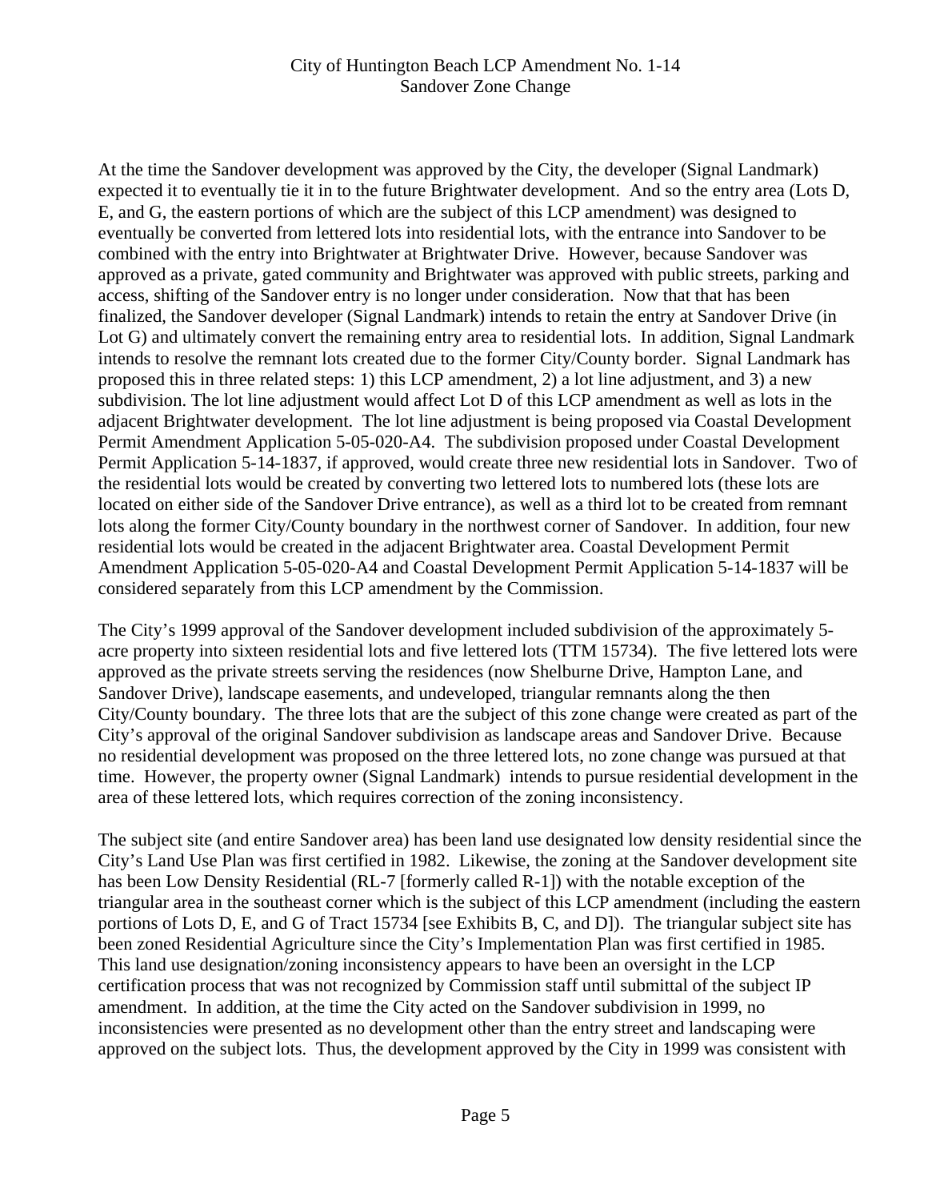At the time the Sandover development was approved by the City, the developer (Signal Landmark) expected it to eventually tie it in to the future Brightwater development. And so the entry area (Lots D, E, and G, the eastern portions of which are the subject of this LCP amendment) was designed to eventually be converted from lettered lots into residential lots, with the entrance into Sandover to be combined with the entry into Brightwater at Brightwater Drive. However, because Sandover was approved as a private, gated community and Brightwater was approved with public streets, parking and access, shifting of the Sandover entry is no longer under consideration. Now that that has been finalized, the Sandover developer (Signal Landmark) intends to retain the entry at Sandover Drive (in Lot G) and ultimately convert the remaining entry area to residential lots. In addition, Signal Landmark intends to resolve the remnant lots created due to the former City/County border. Signal Landmark has proposed this in three related steps: 1) this LCP amendment, 2) a lot line adjustment, and 3) a new subdivision. The lot line adjustment would affect Lot D of this LCP amendment as well as lots in the adjacent Brightwater development. The lot line adjustment is being proposed via Coastal Development Permit Amendment Application 5-05-020-A4. The subdivision proposed under Coastal Development Permit Application 5-14-1837, if approved, would create three new residential lots in Sandover. Two of the residential lots would be created by converting two lettered lots to numbered lots (these lots are located on either side of the Sandover Drive entrance), as well as a third lot to be created from remnant lots along the former City/County boundary in the northwest corner of Sandover. In addition, four new residential lots would be created in the adjacent Brightwater area. Coastal Development Permit Amendment Application 5-05-020-A4 and Coastal Development Permit Application 5-14-1837 will be considered separately from this LCP amendment by the Commission.

The City's 1999 approval of the Sandover development included subdivision of the approximately 5-acre property into sixteen residential lots and five lettered lots (TTM 15734). The five lettered lots were approved as the private streets serving the residences (now Shelburne Drive, Hampton Lane, and Sandover Drive), landscape easements, and undeveloped, triangular remnants along the then City/County boundary. The three lots that are the subject of this zone change were created as part of the City's approval of the original Sandover subdivision as landscape areas and Sandover Drive. Because no residential development was proposed on the three lettered lots, no zone change was pursued at that time. However, the property owner (Signal Landmark) intends to pursue residential development in the area of these lettered lots, which requires correction of the zoning inconsistency.

The subject site (and entire Sandover area) has been land use designated low density residential since the City's Land Use Plan was first certified in 1982. Likewise, the zoning at the Sandover development site has been Low Density Residential (RL-7 [formerly called R-1]) with the notable exception of the triangular area in the southeast corner which is the subject of this LCP amendment (including the eastern portions of Lots D, E, and G of Tract 15734 [see Exhibits B, C, and D]). The triangular subject site has been zoned Residential Agriculture since the City's Implementation Plan was first certified in 1985. This land use designation/zoning inconsistency appears to have been an oversight in the LCP certification process that was not recognized by Commission staff until submittal of the subject IP amendment. In addition, at the time the City acted on the Sandover subdivision in 1999, no inconsistencies were presented as no development other than the entry street and landscaping were approved on the subject lots. Thus, the development approved by the City in 1999 was consistent with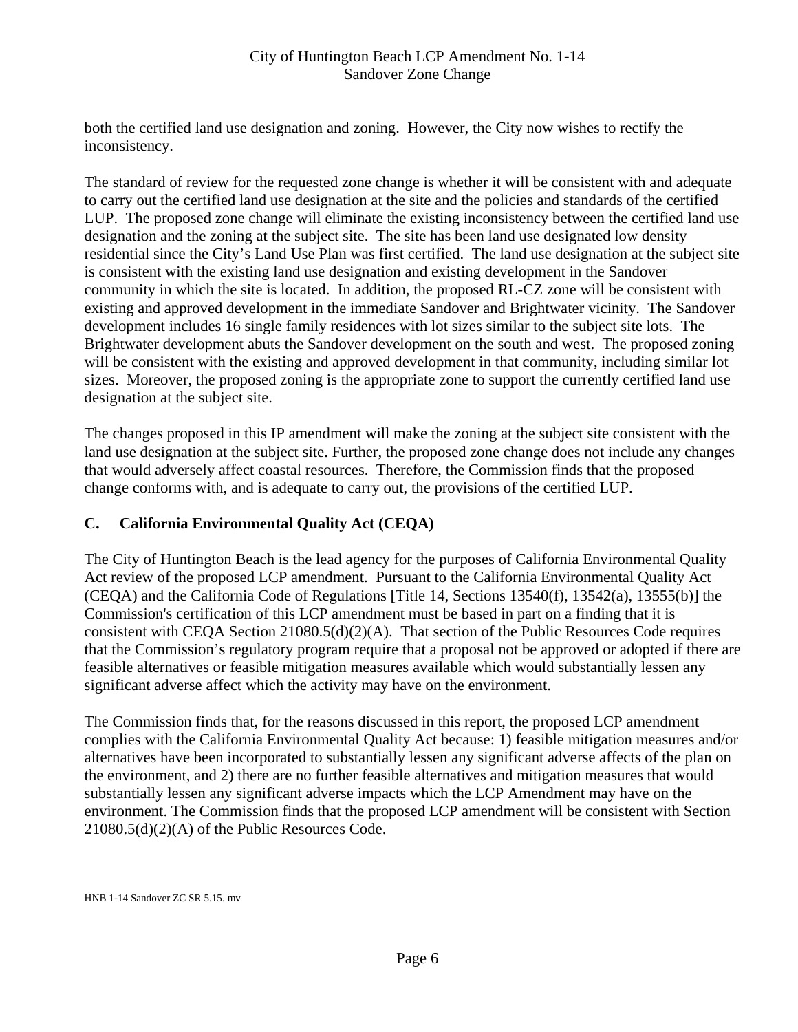both the certified land use designation and zoning. However, the City now wishes to rectify the inconsistency.

The standard of review for the requested zone change is whether it will be consistent with and adequate to carry out the certified land use designation at the site and the policies and standards of the certified LUP. The proposed zone change will eliminate the existing inconsistency between the certified land use designation and the zoning at the subject site. The site has been land use designated low density residential since the City's Land Use Plan was first certified. The land use designation at the subject site is consistent with the existing land use designation and existing development in the Sandover community in which the site is located. In addition, the proposed RL-CZ zone will be consistent with existing and approved development in the immediate Sandover and Brightwater vicinity. The Sandover development includes 16 single family residences with lot sizes similar to the subject site lots. The Brightwater development abuts the Sandover development on the south and west. The proposed zoning will be consistent with the existing and approved development in that community, including similar lot sizes. Moreover, the proposed zoning is the appropriate zone to support the currently certified land use designation at the subject site.

The changes proposed in this IP amendment will make the zoning at the subject site consistent with the land use designation at the subject site. Further, the proposed zone change does not include any changes that would adversely affect coastal resources. Therefore, the Commission finds that the proposed change conforms with, and is adequate to carry out, the provisions of the certified LUP.

## C. California Environmental Quality Act (CEQA)

The City of Huntington Beach is the lead agency for the purposes of California Environmental Quality Act review of the proposed LCP amendment. Pursuant to the California Environmental Quality Act (CEQA) and the California Code of Regulations [Title 14, Sections 13540(f), 13542(a), 13555(b)] the Commission's certification of this LCP amendment must be based in part on a finding that it is consistent with CEQA Section 21080.5(d)(2)(A). That section of the Public Resources Code requires that the Commission's regulatory program require that a proposal not be approved or adopted if there are feasible alternatives or feasible mitigation measures available which would substantially lessen any significant adverse affect which the activity may have on the environment.

The Commission finds that, for the reasons discussed in this report, the proposed LCP amendment complies with the California Environmental Quality Act because: 1) feasible mitigation measures and/or alternatives have been incorporated to substantially lessen any significant adverse affects of the plan on the environment, and 2) there are no further feasible alternatives and mitigation measures that would substantially lessen any significant adverse impacts which the LCP Amendment may have on the environment. The Commission finds that the proposed LCP amendment will be consistent with Section 21080.5(d)(2)(A) of the Public Resources Code.

HNB 1-14 Sandover ZC SR 5.15. mv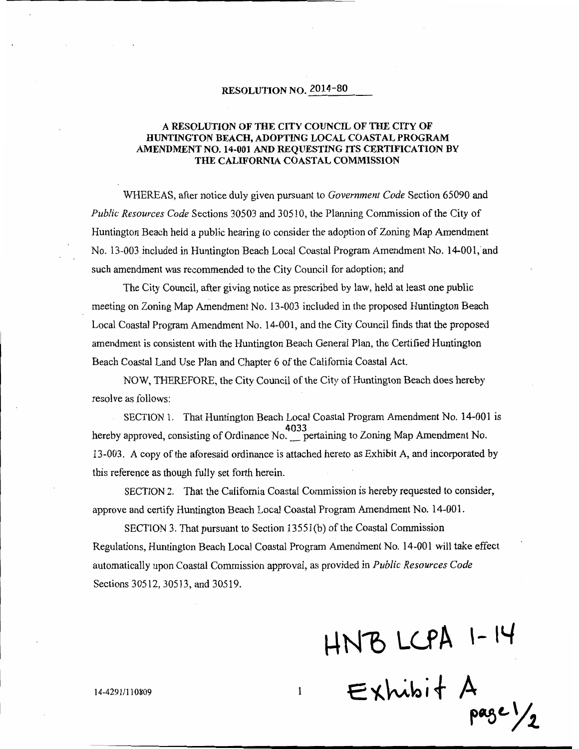# RESOLUTION NO. 2014-80

## A RESOLUTION OF THE CITY COUNCIL OF THE CITY OF HUNTINGTON BEACH, ADOPTING LOCAL COASTAL PROGRAM AMENDMENT NO. 14-001 AND REQUESTING ITS CERTIFICATION BY THE CALIFORNIA COASTAL COMMISSION

WHEREAS, after notice duly given pursuant to *Government Code* Section 65090 and *Public Resources Code* Sections 30503 and 30510, the Planning Commission of the City of Huntington Beach held a public hearing to consider the adoption of Zoning Map Amendment No. 13-003 included in Huntington Beach Local Coastal Program Amendment No. 14-001, and such amendment was recommended to the City Council for adoption; and

The City Council, after giving notice as prescribed by law, held at least one public meeting on Zoning Map Amendment No. 13-003 included in the proposed Huntington Beach Local Coastal Program Amendment No. 14-001, and the City Council finds that the proposed amendment is consistent with the Huntington Beach General Plan, the Certified Huntington Beach Coastal Land Use Plan and Chapter 6 of the California Coastal Act.

NOW, THEREFORE, the City Council of the City of Huntington Beach does hereby resolve as follows:

SECTION 1. That Huntington Beach Local Coastal Program Amendment No. 14-001 is hereby approved, consisting of Ordinance No. 4033 pertaining to Zoning Map Amendment No. 13-003. A copy of the aforesaid ordinance is attached hereto as Exhibit A, and incorporated by this reference as though fully set forth herein.

SECTION 2. That the California Coastal Commission is hereby requested to consider, approve and certify Huntington Beach Local Coastal Program Amendment No. 14-001.

SECTION 3. That pursuant to Section 13551(b) of the Coastal Commission Regulations, Huntington Beach Local Coastal Program Amendment No. 14-001 will take effect automatically upon Coastal Commission approval, as provided in *Public Resources Code* Sections 30512, 30513, and 30519.

HNB LCPA 1-14
Exhibit A
page 1/2

14-4291/110809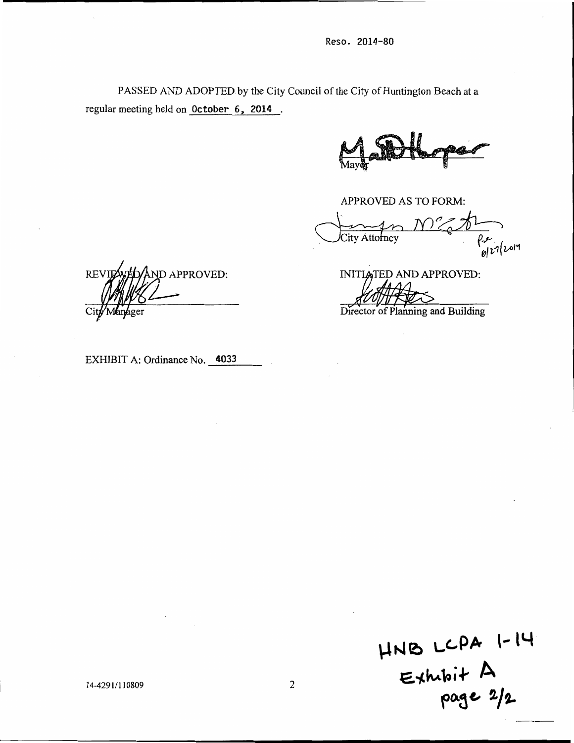Reso. 2014-80

PASSED AND ADOPTED by the City Council of the City of Huntington Beach at a regular meeting held on October 6, 2014.

Mayor

APPROVED AS TO FORM:

City Attorney

REVIEWED AND APPROVED:

City Manager

INITIATED AND APPROVED:

Director of Planning and Building

EXHIBIT A: Ordinance No. 4033

HNB LCPA 1-14
Exhibit A
page 2/2

14-4291/110809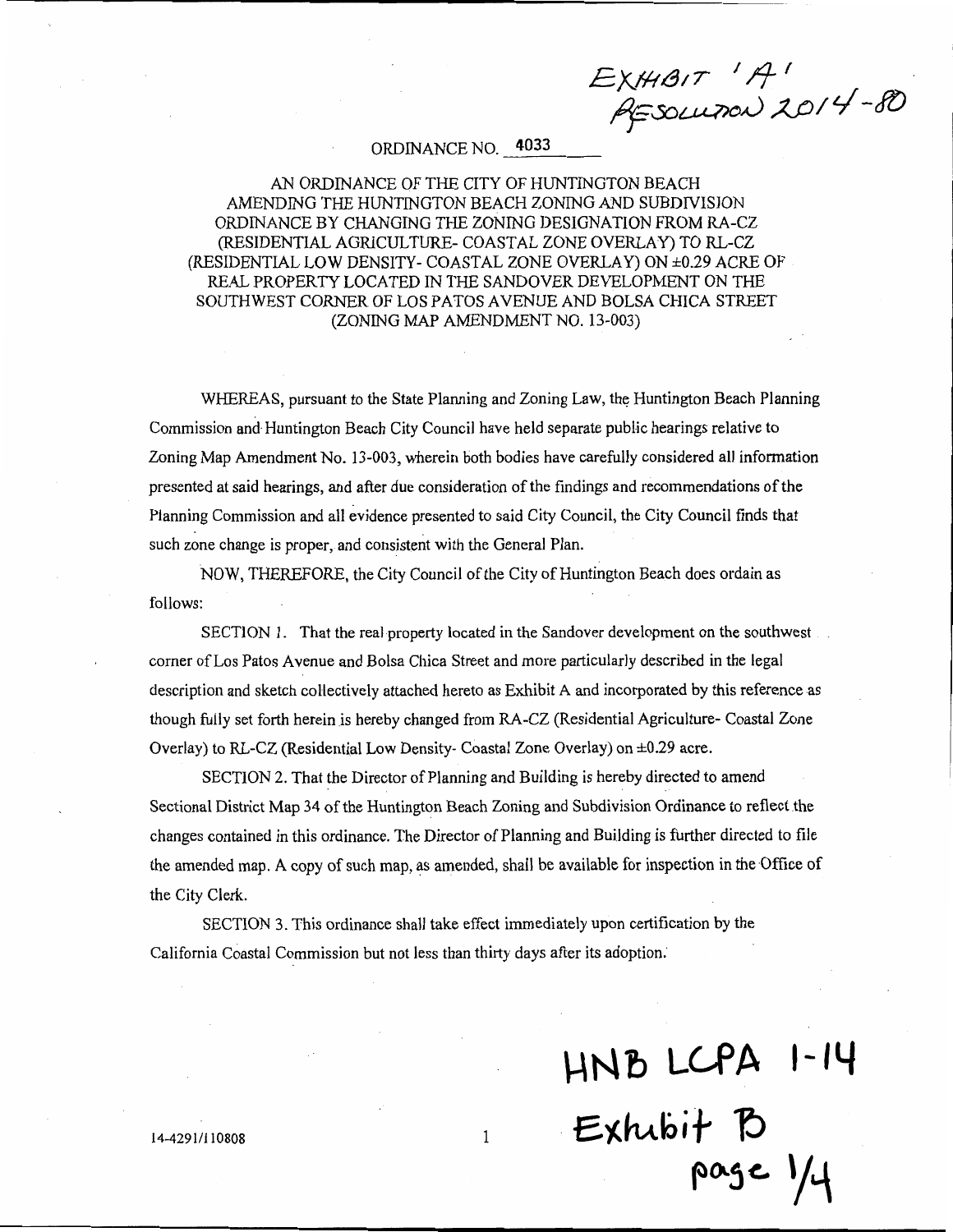EXHIBIT 'A'
RESOLUTION 2014-80

ORDINANCE NO. 4033

AN ORDINANCE OF THE CITY OF HUNTINGTON BEACH AMENDING THE HUNTINGTON BEACH ZONING AND SUBDIVISION ORDINANCE BY CHANGING THE ZONING DESIGNATION FROM RA-CZ (RESIDENTIAL AGRICULTURE- COASTAL ZONE OVERLAY) TO RL-CZ (RESIDENTIAL LOW DENSITY- COASTAL ZONE OVERLAY) ON ±0.29 ACRE OF REAL PROPERTY LOCATED IN THE SANDOVER DEVELOPMENT ON THE SOUTHWEST CORNER OF LOS PATOS AVENUE AND BOLSA CHICA STREET (ZONING MAP AMENDMENT NO. 13-003)

WHEREAS, pursuant to the State Planning and Zoning Law, the Huntington Beach Planning Commission and Huntington Beach City Council have held separate public hearings relative to Zoning Map Amendment No. 13-003, wherein both bodies have carefully considered all information presented at said hearings, and after due consideration of the findings and recommendations of the Planning Commission and all evidence presented to said City Council, the City Council finds that such zone change is proper, and consistent with the General Plan.

NOW, THEREFORE, the City Council of the City of Huntington Beach does ordain as follows:

SECTION 1. That the real property located in the Sandover development on the southwest corner of Los Patos Avenue and Bolsa Chica Street and more particularly described in the legal description and sketch collectively attached hereto as Exhibit A and incorporated by this reference as though fully set forth herein is hereby changed from RA-CZ (Residential Agriculture- Coastal Zone Overlay) to RL-CZ (Residential Low Density- Coastal Zone Overlay) on ±0.29 acre.

SECTION 2. That the Director of Planning and Building is hereby directed to amend Sectional District Map 34 of the Huntington Beach Zoning and Subdivision Ordinance to reflect the changes contained in this ordinance. The Director of Planning and Building is further directed to file the amended map. A copy of such map, as amended, shall be available for inspection in the Office of the City Clerk.

SECTION 3. This ordinance shall take effect immediately upon certification by the California Coastal Commission but not less than thirty days after its adoption.

HNB LCPA 1-14
Exhibit B
page 1/4

14-4291/110808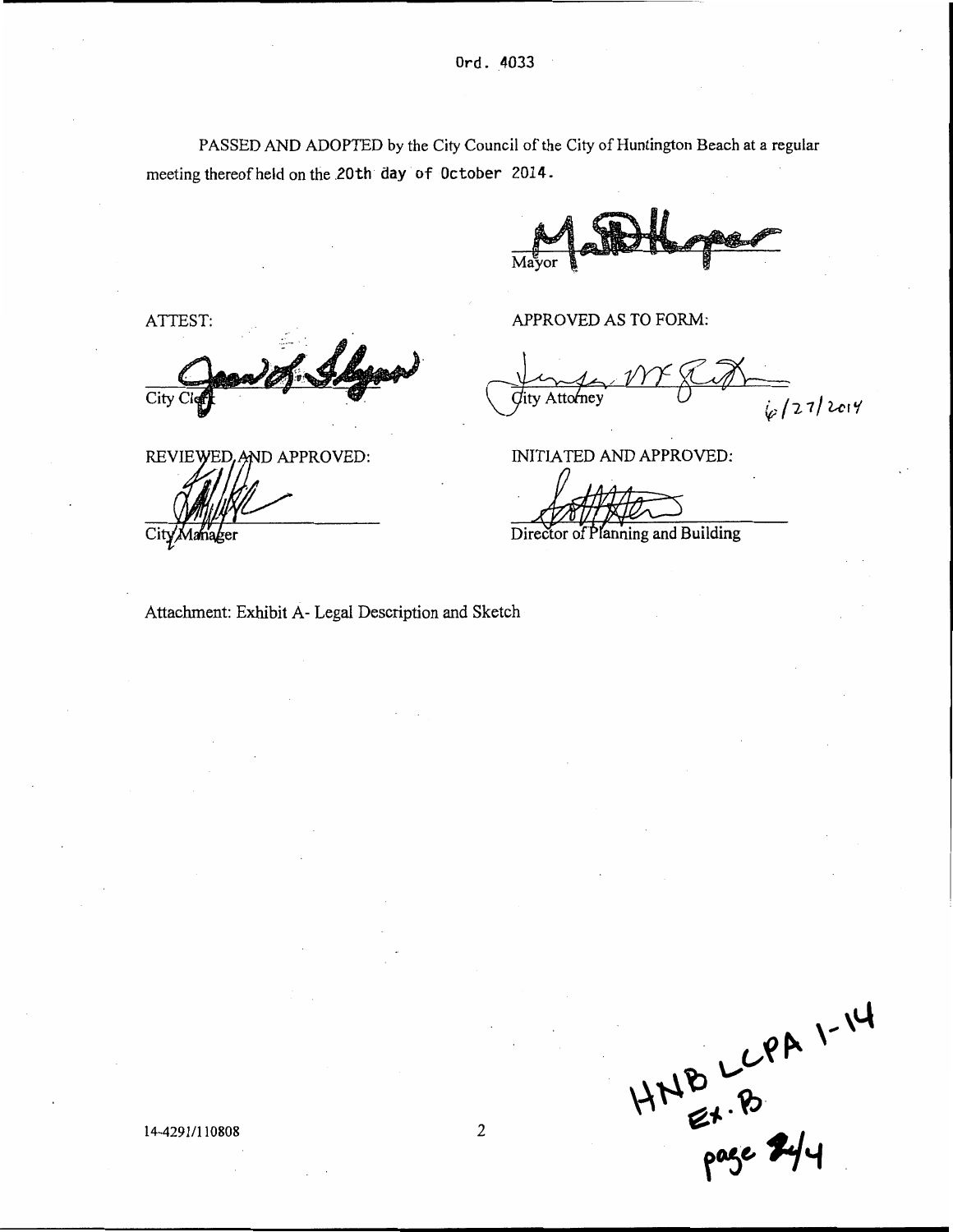Ord. 4033

PASSED AND ADOPTED by the City Council of the City of Huntington Beach at a regular meeting thereof held on the 20th day of October 2014.

Mayor

ATTEST:

City Clerk

APPROVED AS TO FORM:

City Attorney 6/27/2014

REVIEWED AND APPROVED:

City Manager

INITIATED AND APPROVED:

Director of Planning and Building

Attachment: Exhibit A- Legal Description and Sketch

HNB LCPA 1-14
Ex. B
page 2/4

14-4291/110808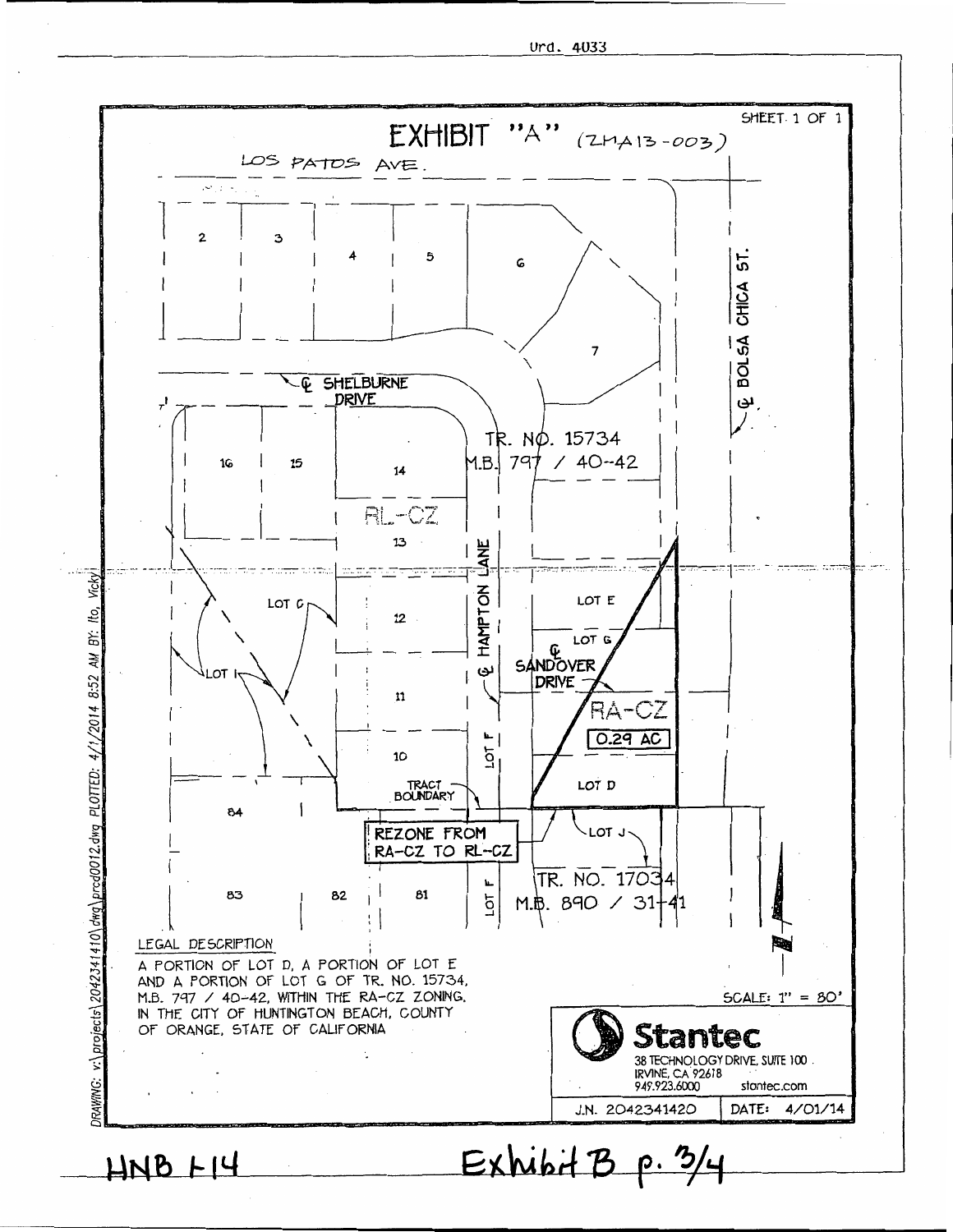Ord. 4033

SHEET 1 OF 1

# EXHIBIT "A" (ZMA13-003)

LOS PATOS AVE.

2 3 4 5 6 7

℄ SHELBURNE DRIVE

℄ BOLSA CHICA ST.

16 15 14

TR. NO. 15734
M.B. 797 / 40-42

RL-CZ

13

℄ HAMPTON LANE

LOT E

LOT C

12

LOT G

℄ SANDOVER DRIVE

LOT I

11

RA-CZ

0.29 AC

10

LOT F

LOT D

TRACT BOUNDARY

84

REZONE FROM RA-CZ TO RL-CZ

LOT J

TR. NO. 17034
M.B. 890 / 31-41

83 82 81

LOT F

LEGAL DESCRIPTION

A PORTION OF LOT D, A PORTION OF LOT E AND A PORTION OF LOT G OF TR. NO. 15734, M.B. 797 / 40-42, WITHIN THE RA-CZ ZONING, IN THE CITY OF HUNTINGTON BEACH, COUNTY OF ORANGE, STATE OF CALIFORNIA

SCALE: 1" = 80'

**Stantec**
38 TECHNOLOGY DRIVE, SUITE 100
IRVINE, CA 92618
949.923.6000 stantec.com

J.N. 2042341420 | DATE: 4/01/14

DRAWING: v:\projects\2042341410\dwg\prcd0012.dwg PLOTTED: 4/1/2014 8:52 AM BY: Ito, Vicky

HNB F14

Exhibit B p. 3/4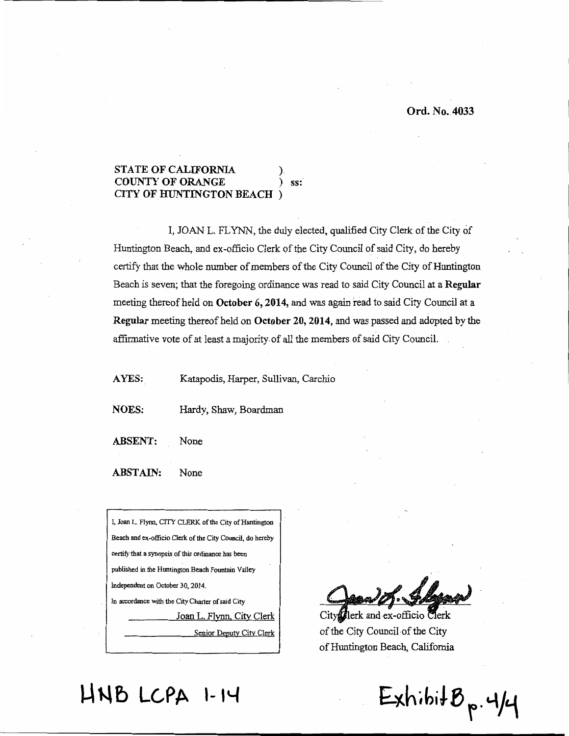Ord. No. 4033

STATE OF CALIFORNIA )
COUNTY OF ORANGE ) ss:
CITY OF HUNTINGTON BEACH )

I, JOAN L. FLYNN, the duly elected, qualified City Clerk of the City of Huntington Beach, and ex-officio Clerk of the City Council of said City, do hereby certify that the whole number of members of the City Council of the City of Huntington Beach is seven; that the foregoing ordinance was read to said City Council at a **Regular** meeting thereof held on **October 6, 2014,** and was again read to said City Council at a **Regular** meeting thereof held on **October 20, 2014,** and was passed and adopted by the affirmative vote of at least a majority of all the members of said City Council.

**AYES:** Katapodis, Harper, Sullivan, Carchio

**NOES:** Hardy, Shaw, Boardman

**ABSENT:** None

**ABSTAIN:** None

I, Joan L. Flynn, CITY CLERK of the City of Huntington Beach and ex-officio Clerk of the City Council, do hereby certify that a synopsis of this ordinance has been published in the Huntington Beach Fountain Valley Independent on October 30, 2014.
In accordance with the City Charter of said City
\_\_\_\_\_\_\_\_\_ Joan L. Flynn, City Clerk
\_\_\_\_\_\_\_\_\_ Senior Deputy City Clerk

City Clerk and ex-officio Clerk
of the City Council of the City
of Huntington Beach, California

HNB LCPA 1-14

Exhibit B p. 4/4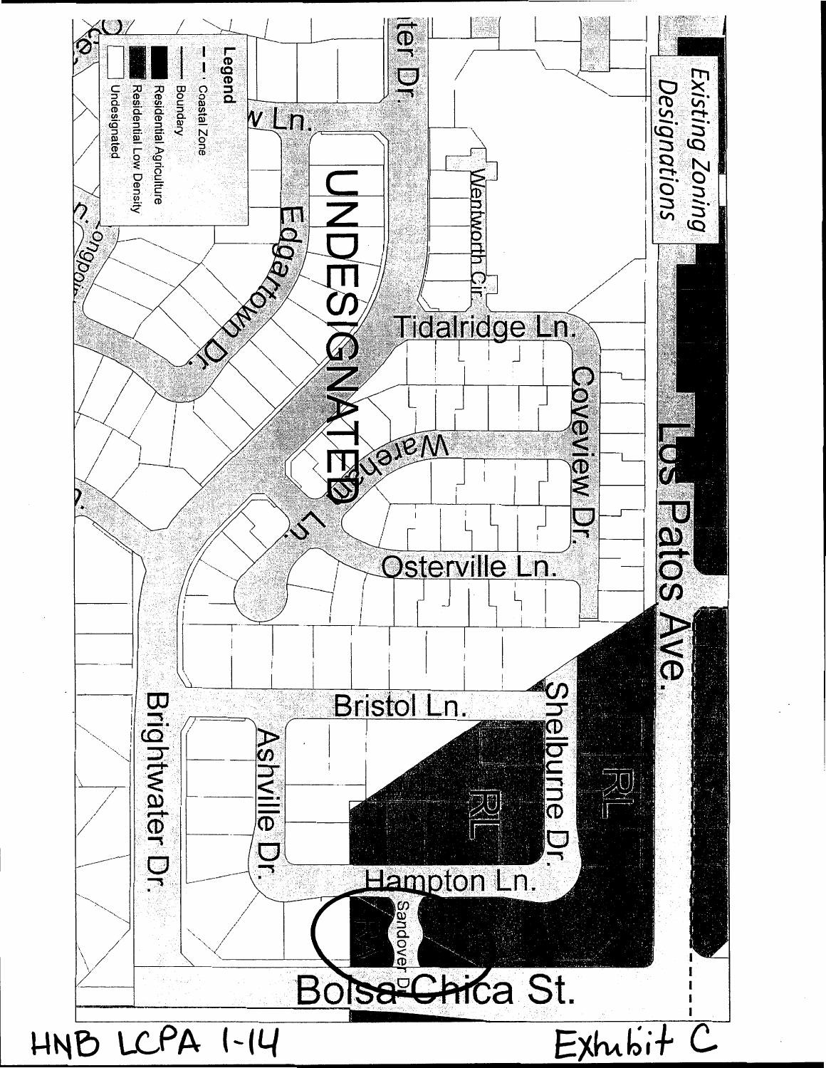*Existing Zoning Designations*

**Legend**

- Coastal Zone
- Boundary
- Residential Agriculture
- Residential Low Density
- Undesignated

UNDESIGNATED

Los Patos Ave.

Tidalridge Ln.

Wentworth Cir.

Coveview Dr.

Edgartown Dr.

Warehem Ln.

Osterville Ln.

Bristol Ln.

Shelburne Dr.

Ashville Dr.

Brightwater Dr.

Hampton Ln.

Sandover Dr.

Bolsa Chica St.

RL

RL

RA

HNB LCPA 1-14

Exhibit C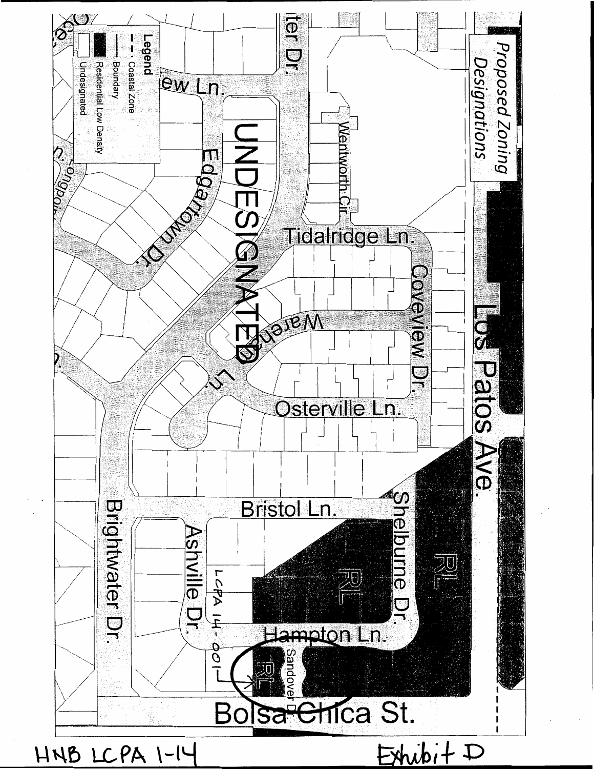# Proposed Zoning Designations

**Legend**

- Coastal Zone Boundary
- Residential Low Density
- Undesignated

UNDESIGNATED

Los Patos Ave.

Bolsa Chica St.

Tidalridge Ln.

Coveview Dr.

Wentworth Cir.

Wareham Ln.

Osterville Ln.

Edgartown Dr.

Bristol Ln.

Shelburne Dr.

Ashville Dr.

Brightwater Dr.

Hampton Ln.

Sandover Dr.

RL

RL

RL

LCPA 14-001

HNB LCPA 1-14

Exhibit D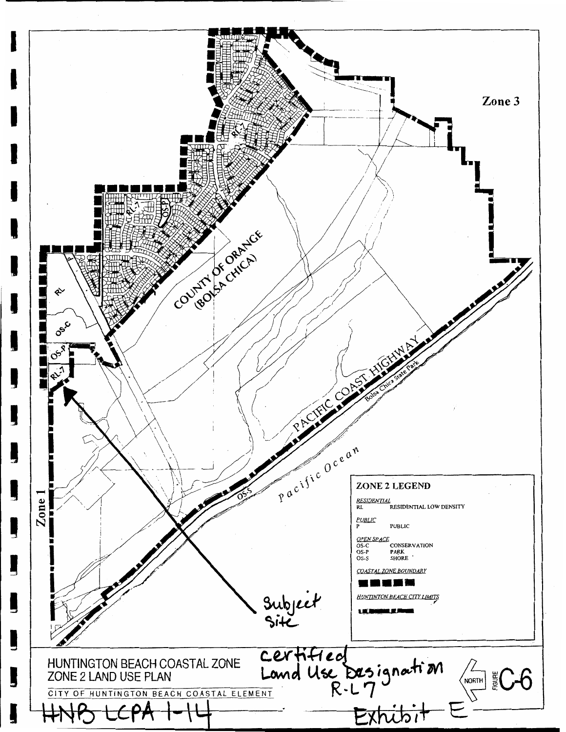Zone 3

COUNTY OF ORANGE (BOLSA CHICA)

PACIFIC COAST HIGHWAY

Bolsa Chica State Park

Pacific Ocean

Zone 1

RL

OS-C

OS-P

RL-7

P

OS-S

Subject Site

**ZONE 2 LEGEND**

*RESIDENTIAL*
RL — RESIDENTIAL LOW DENSITY

*PUBLIC*
P — PUBLIC

*OPEN SPACE*
OS-C — CONSERVATION
OS-P — PARK
OS-S — SHORE

*COASTAL ZONE BOUNDARY*

*HUNTINTON BEACH CITY LIMITS*

HUNTINGTON BEACH COASTAL ZONE
ZONE 2 LAND USE PLAN

CITY OF HUNTINGTON BEACH COASTAL ELEMENT

Certified Land Use Designation R-L7

NORTH

FIGURE C-6

HNB LCPA 1-14

Exhibit E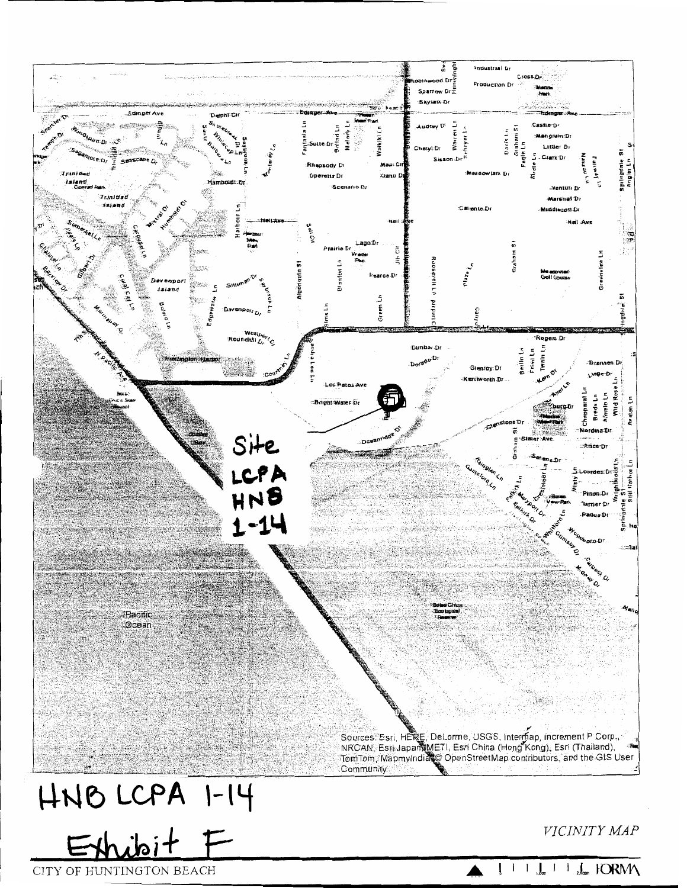Site

LCPA

HNB

1-14

Sources: Esri, HERE, DeLorme, USGS, Intermap, increment P Corp., NRCAN, Esri Japan, METI, Esri China (Hong Kong), Esri (Thailand), TomTom, MapmyIndia, © OpenStreetMap contributors, and the GIS User Community

HNB LCPA 1-14

Exhibit F

*VICINITY MAP*

CITY OF HUNTINGTON BEACH